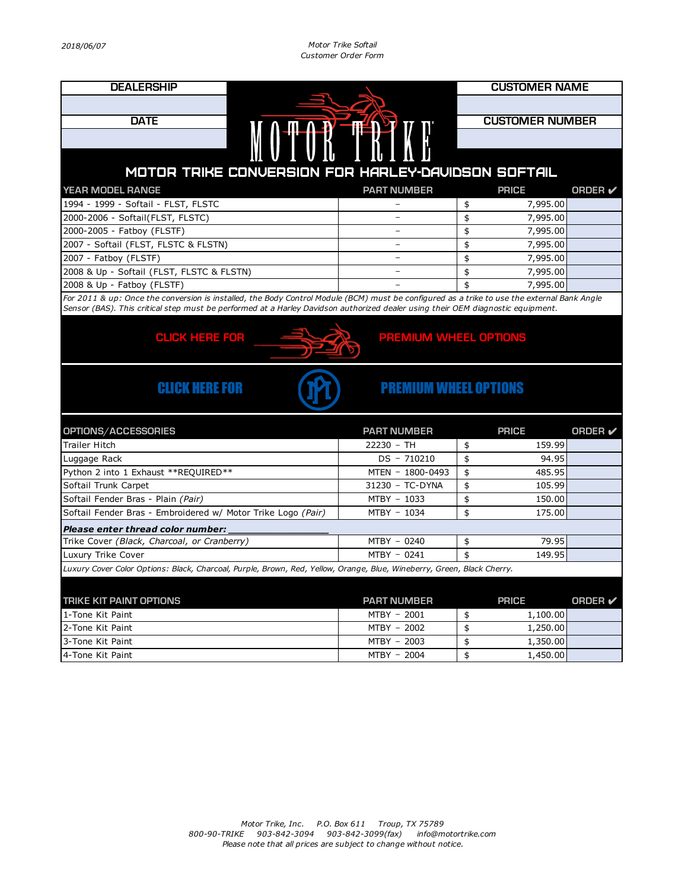2018/06/07

Motor Trike Softail
Customer Order Form

| DEALERSHIP | CUSTOMER NAME |
|---|---|
| | |
| **DATE** | **CUSTOMER NUMBER** |
| | |

MOTOR TRIKE

## MOTOR TRIKE CONVERSION FOR HARLEY-DAVIDSON SOFTAIL

| YEAR MODEL RANGE | PART NUMBER | PRICE | ORDER ✔ |
|---|---|---|---|
| 1994 - 1999 - Softail - FLST, FLSTC | – | $ 7,995.00 | |
| 2000-2006 - Softail(FLST, FLSTC) | – | $ 7,995.00 | |
| 2000-2005 - Fatboy (FLSTF) | – | $ 7,995.00 | |
| 2007 - Softail (FLST, FLSTC & FLSTN) | – | $ 7,995.00 | |
| 2007 - Fatboy (FLSTF) | – | $ 7,995.00 | |
| 2008 & Up - Softail (FLST, FLSTC & FLSTN) | – | $ 7,995.00 | |
| 2008 & Up - Fatboy (FLSTF) | – | $ 7,995.00 | |

*For 2011 & up: Once the conversion is installed, the Body Control Module (BCM) must be configured as a trike to use the external Bank Angle Sensor (BAS). This critical step must be performed at a Harley Davidson authorized dealer using their OEM diagnostic equipment.*

CLICK HERE FOR PREMIUM WHEEL OPTIONS

CLICK HERE FOR PREMIUM WHEEL OPTIONS

| OPTIONS/ACCESSORIES | PART NUMBER | PRICE | ORDER ✔ |
|---|---|---|---|
| Trailer Hitch | 22230 – TH | $ 159.99 | |
| Luggage Rack | DS – 710210 | $ 94.95 | |
| Python 2 into 1 Exhaust **REQUIRED** | MTEN – 1800-0493 | $ 485.95 | |
| Softail Trunk Carpet | 31230 – TC-DYNA | $ 105.99 | |
| Softail Fender Bras - Plain *(Pair)* | MTBY – 1033 | $ 150.00 | |
| Softail Fender Bras - Embroidered w/ Motor Trike Logo *(Pair)* | MTBY – 1034 | $ 175.00 | |
| ***Please enter thread color number:*** ________________ | | | |
| Trike Cover *(Black, Charcoal, or Cranberry)* | MTBY – 0240 | $ 79.95 | |
| Luxury Trike Cover | MTBY – 0241 | $ 149.95 | |

*Luxury Cover Color Options: Black, Charcoal, Purple, Brown, Red, Yellow, Orange, Blue, Wineberry, Green, Black Cherry.*

| TRIKE KIT PAINT OPTIONS | PART NUMBER | PRICE | ORDER ✔ |
|---|---|---|---|
| 1-Tone Kit Paint | MTBY – 2001 | $ 1,100.00 | |
| 2-Tone Kit Paint | MTBY – 2002 | $ 1,250.00 | |
| 3-Tone Kit Paint | MTBY – 2003 | $ 1,350.00 | |
| 4-Tone Kit Paint | MTBY – 2004 | $ 1,450.00 | |

*Motor Trike, Inc. P.O. Box 611 Troup, TX 75789*
*800-90-TRIKE 903-842-3094 903-842-3099(fax) info@motortrike.com*
*Please note that all prices are subject to change without notice.*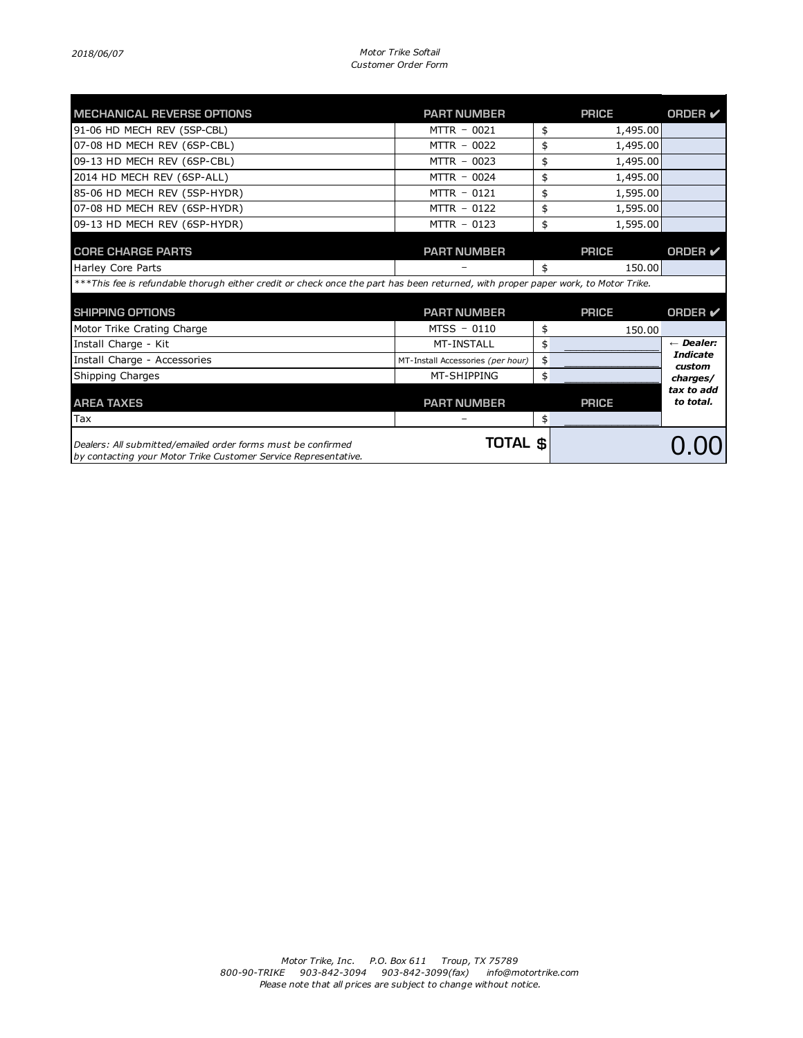2018/06/07

Motor Trike Softail
Customer Order Form

| MECHANICAL REVERSE OPTIONS | PART NUMBER | PRICE | ORDER ✔ |
|---|---|---|---|
| 91-06 HD MECH REV (5SP-CBL) | MTTR – 0021 | $ 1,495.00 | |
| 07-08 HD MECH REV (6SP-CBL) | MTTR – 0022 | $ 1,495.00 | |
| 09-13 HD MECH REV (6SP-CBL) | MTTR – 0023 | $ 1,495.00 | |
| 2014 HD MECH REV (6SP-ALL) | MTTR – 0024 | $ 1,495.00 | |
| 85-06 HD MECH REV (5SP-HYDR) | MTTR – 0121 | $ 1,595.00 | |
| 07-08 HD MECH REV (6SP-HYDR) | MTTR – 0122 | $ 1,595.00 | |
| 09-13 HD MECH REV (6SP-HYDR) | MTTR – 0123 | $ 1,595.00 | |
| **CORE CHARGE PARTS** | **PART NUMBER** | **PRICE** | **ORDER ✔** |
| Harley Core Parts | – | $ 150.00 | |
| *\*\*\*This fee is refundable thorough either credit or check once the part has been returned, with proper paper work, to Motor Trike.* | | | |
| **SHIPPING OPTIONS** | **PART NUMBER** | **PRICE** | **ORDER ✔** |
| Motor Trike Crating Charge | MTSS – 0110 | $ 150.00 | |
| Install Charge - Kit | MT-INSTALL | $ ______________ | *← Dealer: Indicate custom charges/ tax to add to total.* |
| Install Charge - Accessories | MT-Install Accessories *(per hour)* | $ ______________ | |
| Shipping Charges | MT-SHIPPING | $ ______________ | |
| **AREA TAXES** | **PART NUMBER** | **PRICE** | |
| Tax | – | $ ______________ | |
| *Dealers: All submitted/emailed order forms must be confirmed by contacting your Motor Trike Customer Service Representative.* | **TOTAL $** | | 0.00 |

*Motor Trike, Inc. P.O. Box 611 Troup, TX 75789*
*800-90-TRIKE 903-842-3094 903-842-3099(fax) info@motortrike.com*
*Please note that all prices are subject to change without notice.*